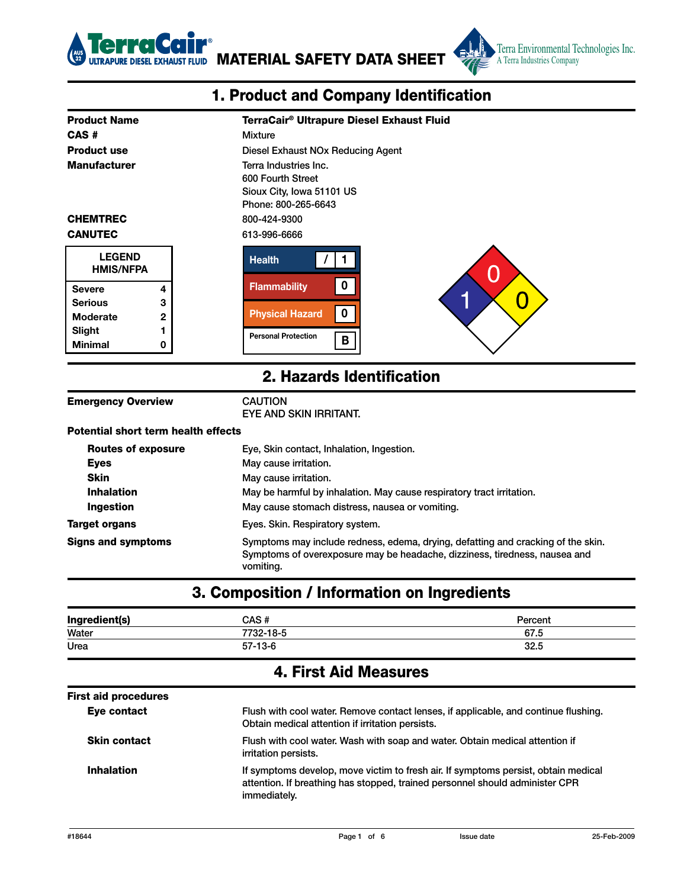TerraCair® ULTRAPURE DIESEL EXHAUST FLUID **MATERIAL SAFETY DATA SHEET** Terra Environmental Technologies Inc. A Terra Industries Company

## 1. Product and Company Identification

| | |
|---|---|
| **Product Name** | **TerraCair® Ultrapure Diesel Exhaust Fluid** |
| **CAS #** | Mixture |
| **Product use** | Diesel Exhaust NOx Reducing Agent |
| **Manufacturer** | Terra Industries Inc.<br>600 Fourth Street<br>Sioux City, Iowa 51101 US<br>Phone: 800-265-6643 |
| **CHEMTREC** | 800-424-9300 |
| **CANUTEC** | 613-996-6666 |

| LEGEND HMIS/NFPA | |
|---|---|
| Severe | 4 |
| Serious | 3 |
| Moderate | 2 |
| Slight | 1 |
| Minimal | 0 |

| HMIS | |
|---|---|
| Health | / 1 |
| Flammability | 0 |
| Physical Hazard | 0 |
| Personal Protection | B |

NFPA: Health 1, Flammability 0, Instability 0

## 2. Hazards Identification

| | |
|---|---|
| **Emergency Overview** | CAUTION<br>EYE AND SKIN IRRITANT. |

**Potential short term health effects**

| | |
|---|---|
| **Routes of exposure** | Eye, Skin contact, Inhalation, Ingestion. |
| **Eyes** | May cause irritation. |
| **Skin** | May cause irritation. |
| **Inhalation** | May be harmful by inhalation. May cause respiratory tract irritation. |
| **Ingestion** | May cause stomach distress, nausea or vomiting. |
| **Target organs** | Eyes. Skin. Respiratory system. |
| **Signs and symptoms** | Symptoms may include redness, edema, drying, defatting and cracking of the skin. Symptoms of overexposure may be headache, dizziness, tiredness, nausea and vomiting. |

## 3. Composition / Information on Ingredients

| Ingredient(s) | CAS # | Percent |
|---|---|---|
| Water | 7732-18-5 | 67.5 |
| Urea | 57-13-6 | 32.5 |

## 4. First Aid Measures

**First aid procedures**

| | |
|---|---|
| **Eye contact** | Flush with cool water. Remove contact lenses, if applicable, and continue flushing. Obtain medical attention if irritation persists. |
| **Skin contact** | Flush with cool water. Wash with soap and water. Obtain medical attention if irritation persists. |
| **Inhalation** | If symptoms develop, move victim to fresh air. If symptoms persist, obtain medical attention. If breathing has stopped, trained personnel should administer CPR immediately. |

#18644 Issue date 25-Feb-2009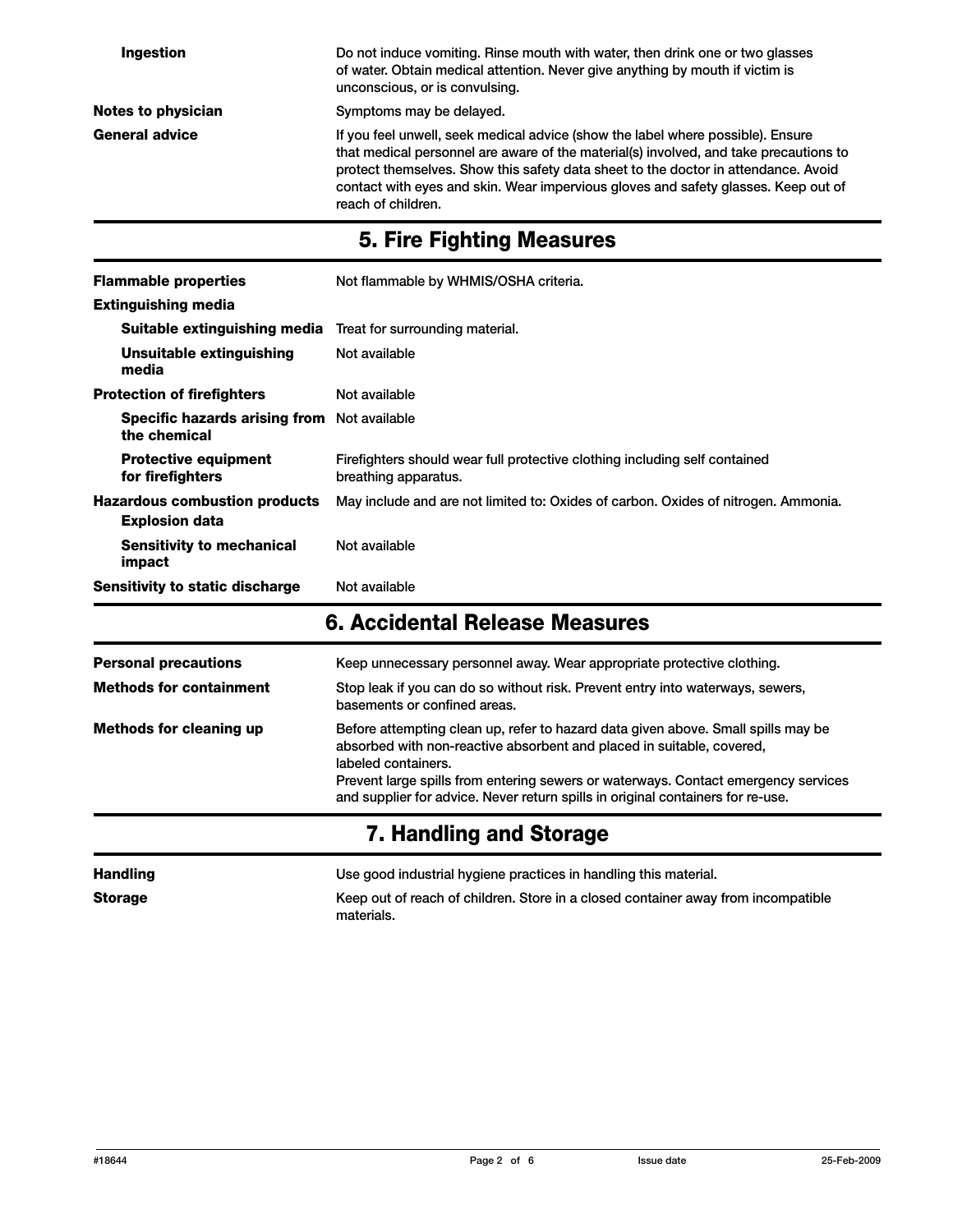| | |
|---|---|
| **Ingestion** | Do not induce vomiting. Rinse mouth with water, then drink one or two glasses of water. Obtain medical attention. Never give anything by mouth if victim is unconscious, or is convulsing. |
| **Notes to physician** | Symptoms may be delayed. |
| **General advice** | If you feel unwell, seek medical advice (show the label where possible). Ensure that medical personnel are aware of the material(s) involved, and take precautions to protect themselves. Show this safety data sheet to the doctor in attendance. Avoid contact with eyes and skin. Wear impervious gloves and safety glasses. Keep out of reach of children. |

## 5. Fire Fighting Measures

| | |
|---|---|
| **Flammable properties** | Not flammable by WHMIS/OSHA criteria. |
| **Extinguishing media** | |
| **Suitable extinguishing media** | Treat for surrounding material. |
| **Unsuitable extinguishing media** | Not available |
| **Protection of firefighters** | Not available |
| **Specific hazards arising from the chemical** | Not available |
| **Protective equipment for firefighters** | Firefighters should wear full protective clothing including self contained breathing apparatus. |
| **Hazardous combustion products** | May include and are not limited to: Oxides of carbon. Oxides of nitrogen. Ammonia. |
| **Explosion data** | |
| **Sensitivity to mechanical impact** | Not available |
| **Sensitivity to static discharge** | Not available |

## 6. Accidental Release Measures

| | |
|---|---|
| **Personal precautions** | Keep unnecessary personnel away. Wear appropriate protective clothing. |
| **Methods for containment** | Stop leak if you can do so without risk. Prevent entry into waterways, sewers, basements or confined areas. |
| **Methods for cleaning up** | Before attempting clean up, refer to hazard data given above. Small spills may be absorbed with non-reactive absorbent and placed in suitable, covered, labeled containers. Prevent large spills from entering sewers or waterways. Contact emergency services and supplier for advice. Never return spills in original containers for re-use. |

## 7. Handling and Storage

| | |
|---|---|
| **Handling** | Use good industrial hygiene practices in handling this material. |
| **Storage** | Keep out of reach of children. Store in a closed container away from incompatible materials. |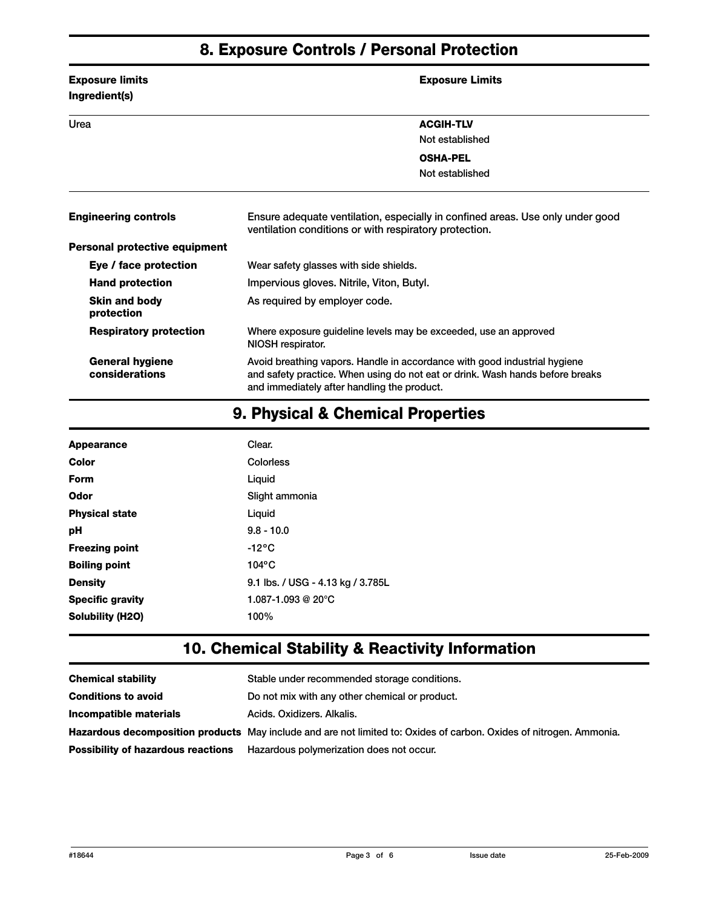## 8. Exposure Controls / Personal Protection

| Exposure limits Ingredient(s) | Exposure Limits |
| --- | --- |
| Urea | **ACGIH-TLV**<br>Not established<br>**OSHA-PEL**<br>Not established |

| | |
| --- | --- |
| **Engineering controls** | Ensure adequate ventilation, especially in confined areas. Use only under good ventilation conditions or with respiratory protection. |
| **Personal protective equipment** | |
| **Eye / face protection** | Wear safety glasses with side shields. |
| **Hand protection** | Impervious gloves. Nitrile, Viton, Butyl. |
| **Skin and body protection** | As required by employer code. |
| **Respiratory protection** | Where exposure guideline levels may be exceeded, use an approved NIOSH respirator. |
| **General hygiene considerations** | Avoid breathing vapors. Handle in accordance with good industrial hygiene and safety practice. When using do not eat or drink. Wash hands before breaks and immediately after handling the product. |

## 9. Physical & Chemical Properties

| | |
| --- | --- |
| **Appearance** | Clear. |
| **Color** | Colorless |
| **Form** | Liquid |
| **Odor** | Slight ammonia |
| **Physical state** | Liquid |
| **pH** | 9.8 - 10.0 |
| **Freezing point** | -12°C |
| **Boiling point** | 104°C |
| **Density** | 9.1 lbs. / USG - 4.13 kg / 3.785L |
| **Specific gravity** | 1.087-1.093 @ 20°C |
| **Solubility (H2O)** | 100% |

## 10. Chemical Stability & Reactivity Information

| | |
| --- | --- |
| **Chemical stability** | Stable under recommended storage conditions. |
| **Conditions to avoid** | Do not mix with any other chemical or product. |
| **Incompatible materials** | Acids. Oxidizers. Alkalis. |
| **Hazardous decomposition products** | May include and are not limited to: Oxides of carbon. Oxides of nitrogen. Ammonia. |
| **Possibility of hazardous reactions** | Hazardous polymerization does not occur. |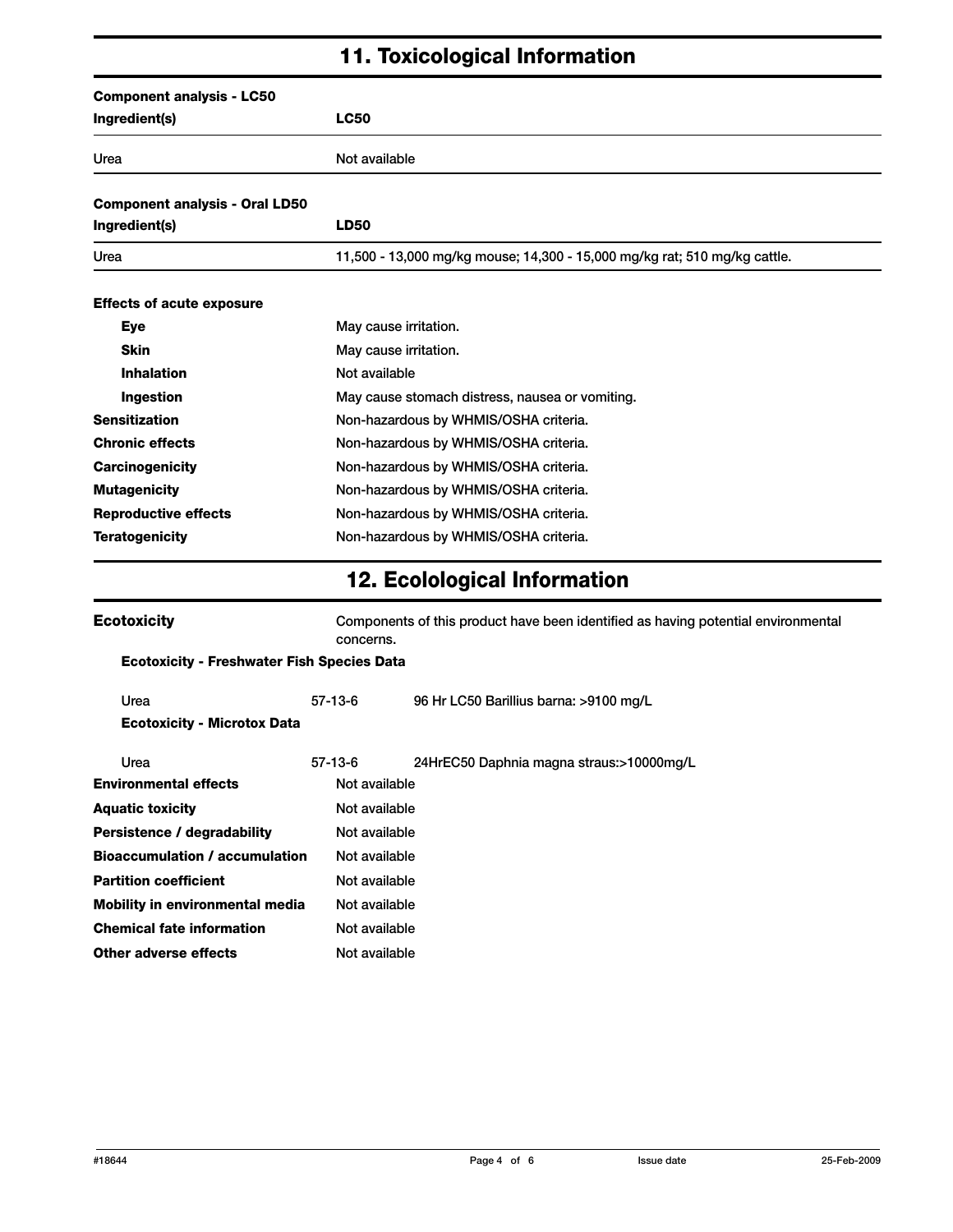## 11. Toxicological Information

**Component analysis - LC50**

| Ingredient(s) | LC50 |
|---|---|
| Urea | Not available |

**Component analysis - Oral LD50**

| Ingredient(s) | LD50 |
|---|---|
| Urea | 11,500 - 13,000 mg/kg mouse; 14,300 - 15,000 mg/kg rat; 510 mg/kg cattle. |

**Effects of acute exposure**

| | |
|---|---|
| **Eye** | May cause irritation. |
| **Skin** | May cause irritation. |
| **Inhalation** | Not available |
| **Ingestion** | May cause stomach distress, nausea or vomiting. |
| **Sensitization** | Non-hazardous by WHMIS/OSHA criteria. |
| **Chronic effects** | Non-hazardous by WHMIS/OSHA criteria. |
| **Carcinogenicity** | Non-hazardous by WHMIS/OSHA criteria. |
| **Mutagenicity** | Non-hazardous by WHMIS/OSHA criteria. |
| **Reproductive effects** | Non-hazardous by WHMIS/OSHA criteria. |
| **Teratogenicity** | Non-hazardous by WHMIS/OSHA criteria. |

## 12. Ecolological Information

**Ecotoxicity** Components of this product have been identified as having potential environmental concerns.

**Ecotoxicity - Freshwater Fish Species Data**

| | | |
|---|---|---|
| Urea | 57-13-6 | 96 Hr LC50 Barillius barna: >9100 mg/L |

**Ecotoxicity - Microtox Data**

| | | |
|---|---|---|
| Urea | 57-13-6 | 24HrEC50 Daphnia magna straus:>10000mg/L |

| | |
|---|---|
| **Environmental effects** | Not available |
| **Aquatic toxicity** | Not available |
| **Persistence / degradability** | Not available |
| **Bioaccumulation / accumulation** | Not available |
| **Partition coefficient** | Not available |
| **Mobility in environmental media** | Not available |
| **Chemical fate information** | Not available |
| **Other adverse effects** | Not available |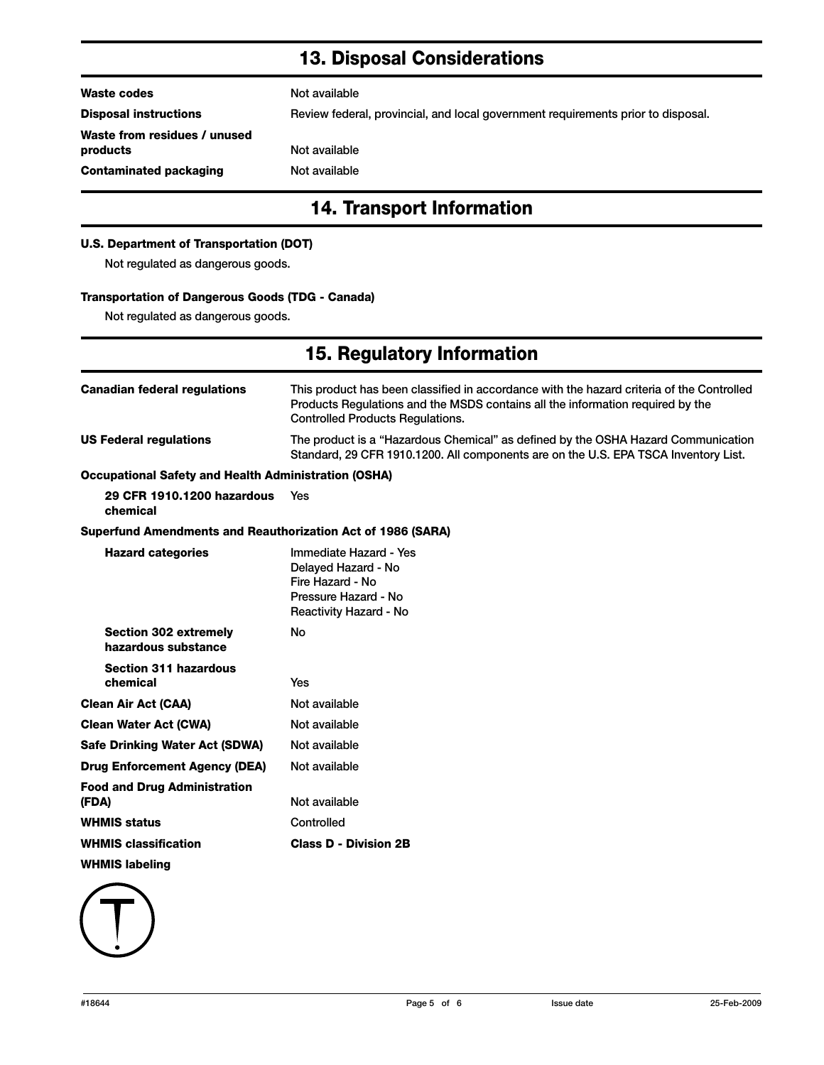## 13. Disposal Considerations

| | |
|---|---|
| **Waste codes** | Not available |
| **Disposal instructions** | Review federal, provincial, and local government requirements prior to disposal. |
| **Waste from residues / unused products** | Not available |
| **Contaminated packaging** | Not available |

## 14. Transport Information

**U.S. Department of Transportation (DOT)**

Not regulated as dangerous goods.

**Transportation of Dangerous Goods (TDG - Canada)**

Not regulated as dangerous goods.

## 15. Regulatory Information

| | |
|---|---|
| **Canadian federal regulations** | This product has been classified in accordance with the hazard criteria of the Controlled Products Regulations and the MSDS contains all the information required by the Controlled Products Regulations. |
| **US Federal regulations** | The product is a “Hazardous Chemical” as defined by the OSHA Hazard Communication Standard, 29 CFR 1910.1200. All components are on the U.S. EPA TSCA Inventory List. |

**Occupational Safety and Health Administration (OSHA)**

| | |
|---|---|
| **29 CFR 1910.1200 hazardous chemical** | Yes |

**Superfund Amendments and Reauthorization Act of 1986 (SARA)**

| | |
|---|---|
| **Hazard categories** | Immediate Hazard - Yes<br>Delayed Hazard - No<br>Fire Hazard - No<br>Pressure Hazard - No<br>Reactivity Hazard - No |
| **Section 302 extremely hazardous substance** | No |
| **Section 311 hazardous chemical** | Yes |
| **Clean Air Act (CAA)** | Not available |
| **Clean Water Act (CWA)** | Not available |
| **Safe Drinking Water Act (SDWA)** | Not available |
| **Drug Enforcement Agency (DEA)** | Not available |
| **Food and Drug Administration (FDA)** | Not available |
| **WHMIS status** | Controlled |
| **WHMIS classification** | **Class D - Division 2B** |

**WHMIS labeling**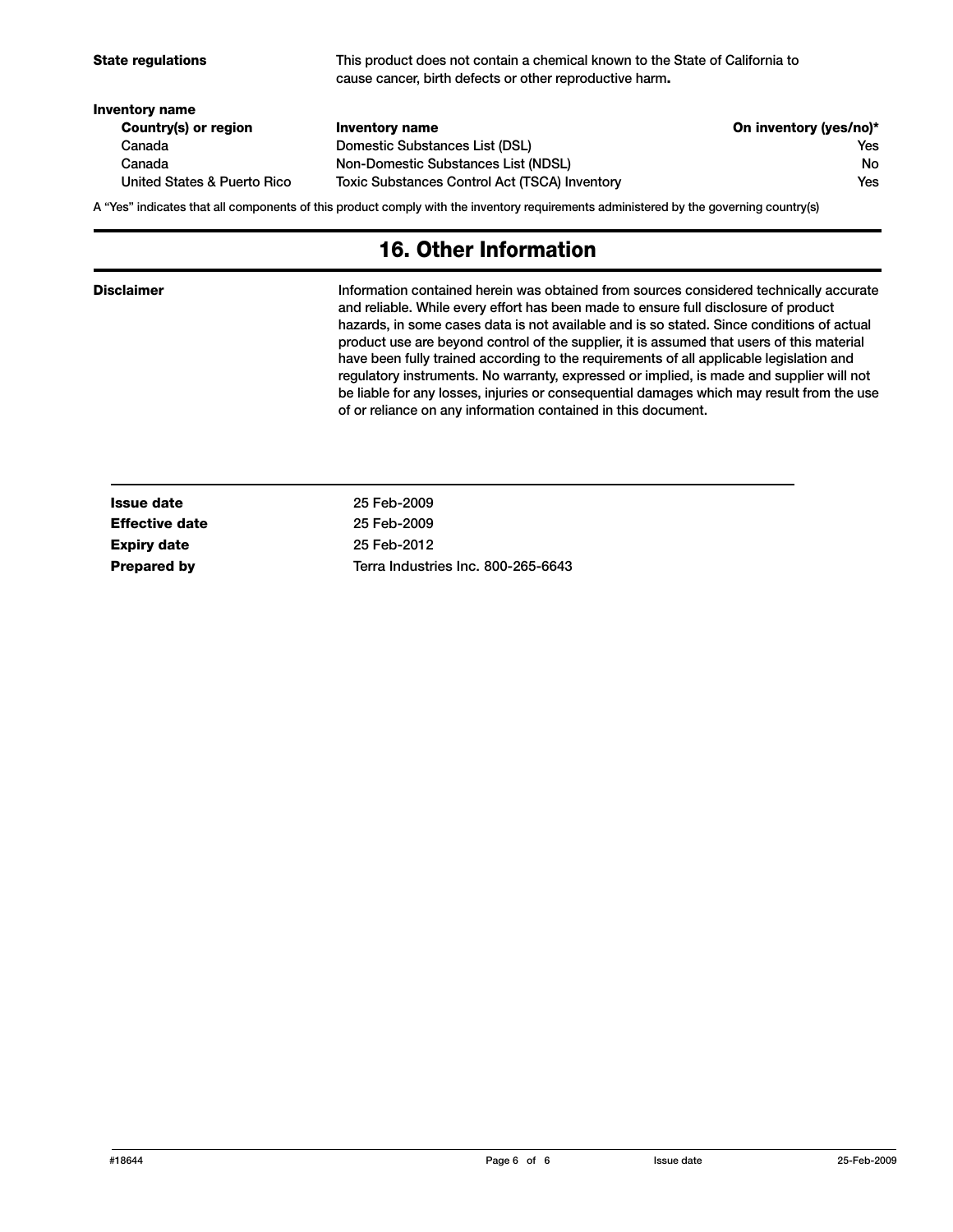**State regulations**

This product does not contain a chemical known to the State of California to cause cancer, birth defects or other reproductive harm.

**Inventory name**

| Country(s) or region | Inventory name | On inventory (yes/no)* |
|---|---|---|
| Canada | Domestic Substances List (DSL) | Yes |
| Canada | Non-Domestic Substances List (NDSL) | No |
| United States & Puerto Rico | Toxic Substances Control Act (TSCA) Inventory | Yes |

A "Yes" indicates that all components of this product comply with the inventory requirements administered by the governing country(s)

## 16. Other Information

**Disclaimer**

Information contained herein was obtained from sources considered technically accurate and reliable. While every effort has been made to ensure full disclosure of product hazards, in some cases data is not available and is so stated. Since conditions of actual product use are beyond control of the supplier, it is assumed that users of this material have been fully trained according to the requirements of all applicable legislation and regulatory instruments. No warranty, expressed or implied, is made and supplier will not be liable for any losses, injuries or consequential damages which may result from the use of or reliance on any information contained in this document.

| | |
|---|---|
| **Issue date** | 25 Feb-2009 |
| **Effective date** | 25 Feb-2009 |
| **Expiry date** | 25 Feb-2012 |
| **Prepared by** | Terra Industries Inc. 800-265-6643 |